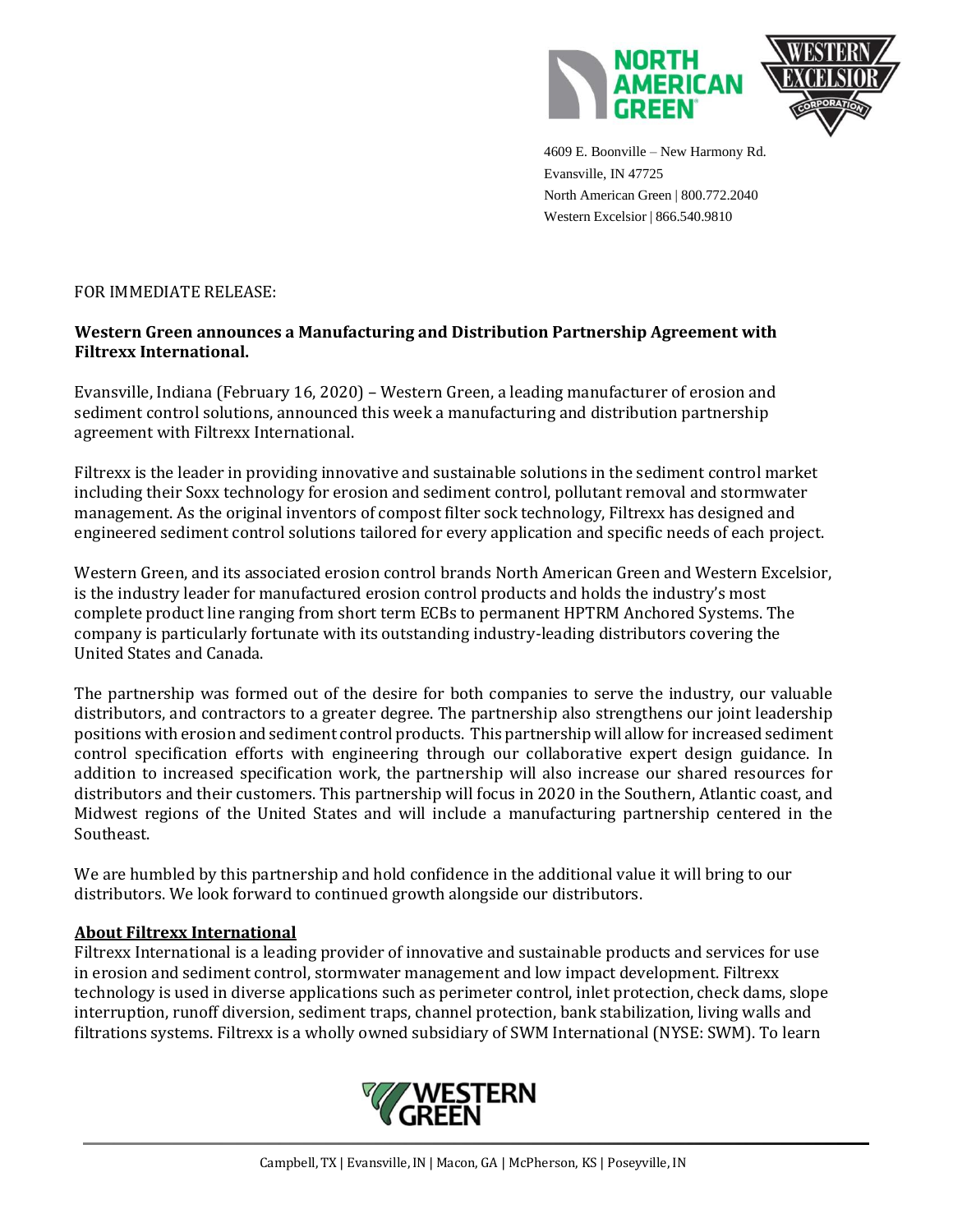4609 E. Boonville – New Harmony Rd.
Evansville, IN 47725
North American Green | 800.772.2040
Western Excelsior | 866.540.9810

FOR IMMEDIATE RELEASE:

**Western Green announces a Manufacturing and Distribution Partnership Agreement with Filtrexx International.**

Evansville, Indiana (February 16, 2020) – Western Green, a leading manufacturer of erosion and sediment control solutions, announced this week a manufacturing and distribution partnership agreement with Filtrexx International.

Filtrexx is the leader in providing innovative and sustainable solutions in the sediment control market including their Soxx technology for erosion and sediment control, pollutant removal and stormwater management. As the original inventors of compost filter sock technology, Filtrexx has designed and engineered sediment control solutions tailored for every application and specific needs of each project.

Western Green, and its associated erosion control brands North American Green and Western Excelsior, is the industry leader for manufactured erosion control products and holds the industry's most complete product line ranging from short term ECBs to permanent HPTRM Anchored Systems. The company is particularly fortunate with its outstanding industry-leading distributors covering the United States and Canada.

The partnership was formed out of the desire for both companies to serve the industry, our valuable distributors, and contractors to a greater degree. The partnership also strengthens our joint leadership positions with erosion and sediment control products. This partnership will allow for increased sediment control specification efforts with engineering through our collaborative expert design guidance. In addition to increased specification work, the partnership will also increase our shared resources for distributors and their customers. This partnership will focus in 2020 in the Southern, Atlantic coast, and Midwest regions of the United States and will include a manufacturing partnership centered in the Southeast.

We are humbled by this partnership and hold confidence in the additional value it will bring to our distributors. We look forward to continued growth alongside our distributors.

**About Filtrexx International**

Filtrexx International is a leading provider of innovative and sustainable products and services for use in erosion and sediment control, stormwater management and low impact development. Filtrexx technology is used in diverse applications such as perimeter control, inlet protection, check dams, slope interruption, runoff diversion, sediment traps, channel protection, bank stabilization, living walls and filtrations systems. Filtrexx is a wholly owned subsidiary of SWM International (NYSE: SWM). To learn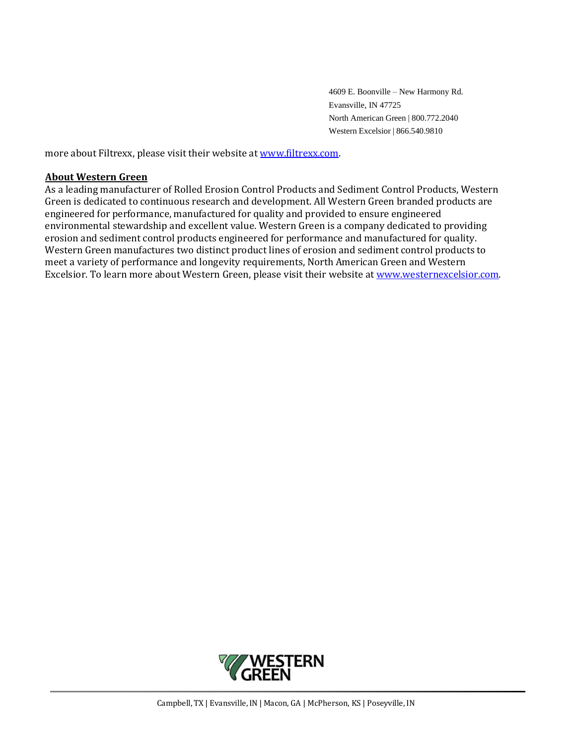4609 E. Boonville – New Harmony Rd.
Evansville, IN 47725
North American Green | 800.772.2040
Western Excelsior | 866.540.9810

more about Filtrexx, please visit their website at www.filtrexx.com.

**About Western Green**

As a leading manufacturer of Rolled Erosion Control Products and Sediment Control Products, Western Green is dedicated to continuous research and development. All Western Green branded products are engineered for performance, manufactured for quality and provided to ensure engineered environmental stewardship and excellent value. Western Green is a company dedicated to providing erosion and sediment control products engineered for performance and manufactured for quality. Western Green manufactures two distinct product lines of erosion and sediment control products to meet a variety of performance and longevity requirements, North American Green and Western Excelsior. To learn more about Western Green, please visit their website at www.westernexcelsior.com.

WESTERN GREEN

Campbell, TX | Evansville, IN | Macon, GA | McPherson, KS | Poseyville, IN